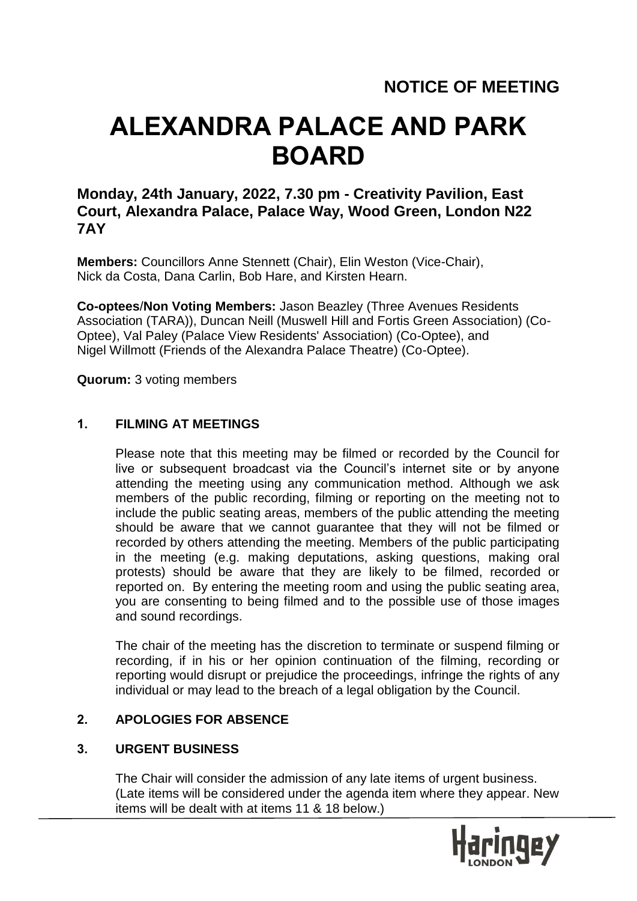**NOTICE OF MEETING**

# ALEXANDRA PALACE AND PARK BOARD

## Monday, 24th January, 2022, 7.30 pm - Creativity Pavilion, East Court, Alexandra Palace, Palace Way, Wood Green, London N22 7AY

**Members:** Councillors Anne Stennett (Chair), Elin Weston (Vice-Chair), Nick da Costa, Dana Carlin, Bob Hare, and Kirsten Hearn.

**Co-optees/Non Voting Members:** Jason Beazley (Three Avenues Residents Association (TARA)), Duncan Neill (Muswell Hill and Fortis Green Association) (Co-Optee), Val Paley (Palace View Residents' Association) (Co-Optee), and Nigel Willmott (Friends of the Alexandra Palace Theatre) (Co-Optee).

**Quorum:** 3 voting members

### 1. FILMING AT MEETINGS

Please note that this meeting may be filmed or recorded by the Council for live or subsequent broadcast via the Council's internet site or by anyone attending the meeting using any communication method. Although we ask members of the public recording, filming or reporting on the meeting not to include the public seating areas, members of the public attending the meeting should be aware that we cannot guarantee that they will not be filmed or recorded by others attending the meeting. Members of the public participating in the meeting (e.g. making deputations, asking questions, making oral protests) should be aware that they are likely to be filmed, recorded or reported on. By entering the meeting room and using the public seating area, you are consenting to being filmed and to the possible use of those images and sound recordings.

The chair of the meeting has the discretion to terminate or suspend filming or recording, if in his or her opinion continuation of the filming, recording or reporting would disrupt or prejudice the proceedings, infringe the rights of any individual or may lead to the breach of a legal obligation by the Council.

### 2. APOLOGIES FOR ABSENCE

### 3. URGENT BUSINESS

The Chair will consider the admission of any late items of urgent business. (Late items will be considered under the agenda item where they appear. New items will be dealt with at items 11 & 18 below.)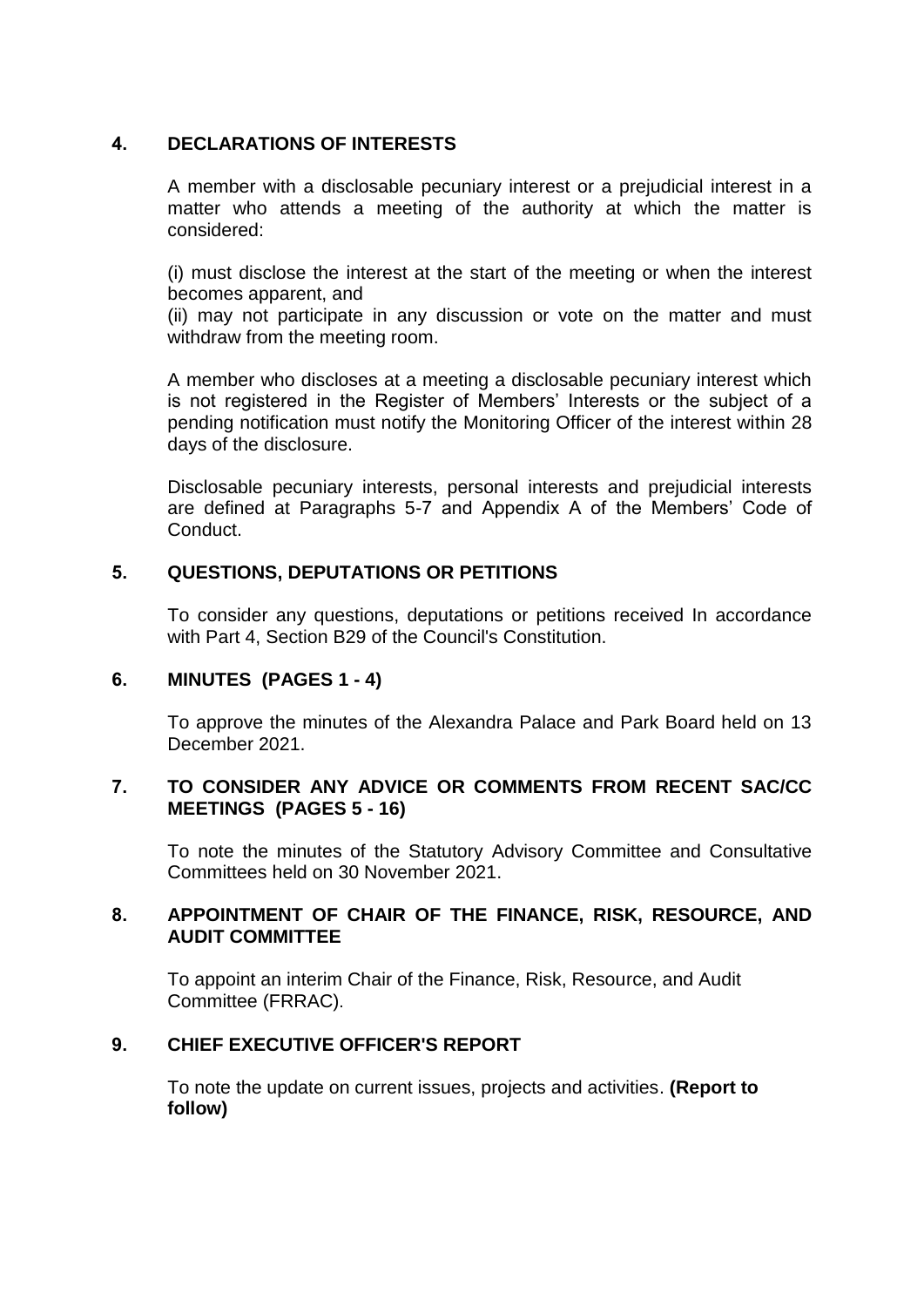## 4. DECLARATIONS OF INTERESTS

A member with a disclosable pecuniary interest or a prejudicial interest in a matter who attends a meeting of the authority at which the matter is considered:

(i) must disclose the interest at the start of the meeting or when the interest becomes apparent, and
(ii) may not participate in any discussion or vote on the matter and must withdraw from the meeting room.

A member who discloses at a meeting a disclosable pecuniary interest which is not registered in the Register of Members' Interests or the subject of a pending notification must notify the Monitoring Officer of the interest within 28 days of the disclosure.

Disclosable pecuniary interests, personal interests and prejudicial interests are defined at Paragraphs 5-7 and Appendix A of the Members' Code of Conduct.

## 5. QUESTIONS, DEPUTATIONS OR PETITIONS

To consider any questions, deputations or petitions received In accordance with Part 4, Section B29 of the Council's Constitution.

## 6. MINUTES (PAGES 1 - 4)

To approve the minutes of the Alexandra Palace and Park Board held on 13 December 2021.

## 7. TO CONSIDER ANY ADVICE OR COMMENTS FROM RECENT SAC/CC MEETINGS (PAGES 5 - 16)

To note the minutes of the Statutory Advisory Committee and Consultative Committees held on 30 November 2021.

## 8. APPOINTMENT OF CHAIR OF THE FINANCE, RISK, RESOURCE, AND AUDIT COMMITTEE

To appoint an interim Chair of the Finance, Risk, Resource, and Audit Committee (FRRAC).

## 9. CHIEF EXECUTIVE OFFICER'S REPORT

To note the update on current issues, projects and activities. **(Report to follow)**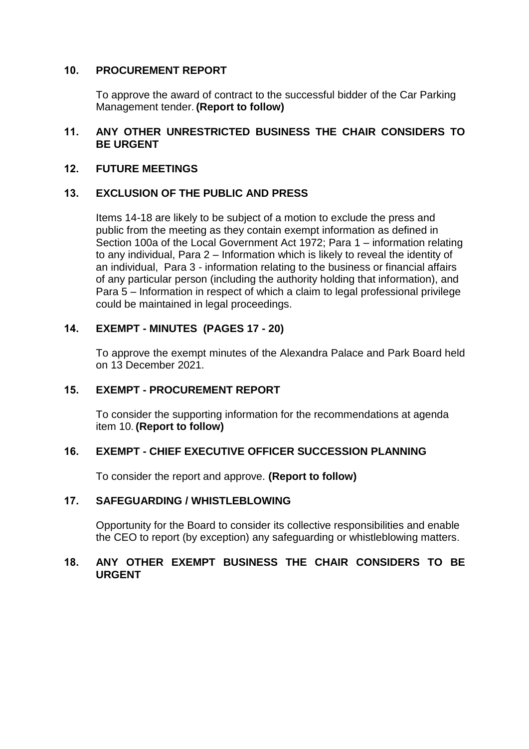## 10. PROCUREMENT REPORT

To approve the award of contract to the successful bidder of the Car Parking Management tender. **(Report to follow)**

## 11. ANY OTHER UNRESTRICTED BUSINESS THE CHAIR CONSIDERS TO BE URGENT

## 12. FUTURE MEETINGS

## 13. EXCLUSION OF THE PUBLIC AND PRESS

Items 14-18 are likely to be subject of a motion to exclude the press and public from the meeting as they contain exempt information as defined in Section 100a of the Local Government Act 1972; Para 1 – information relating to any individual, Para 2 – Information which is likely to reveal the identity of an individual, Para 3 - information relating to the business or financial affairs of any particular person (including the authority holding that information), and Para 5 – Information in respect of which a claim to legal professional privilege could be maintained in legal proceedings.

## 14. EXEMPT - MINUTES (PAGES 17 - 20)

To approve the exempt minutes of the Alexandra Palace and Park Board held on 13 December 2021.

## 15. EXEMPT - PROCUREMENT REPORT

To consider the supporting information for the recommendations at agenda item 10. **(Report to follow)**

## 16. EXEMPT - CHIEF EXECUTIVE OFFICER SUCCESSION PLANNING

To consider the report and approve. **(Report to follow)**

## 17. SAFEGUARDING / WHISTLEBLOWING

Opportunity for the Board to consider its collective responsibilities and enable the CEO to report (by exception) any safeguarding or whistleblowing matters.

## 18. ANY OTHER EXEMPT BUSINESS THE CHAIR CONSIDERS TO BE URGENT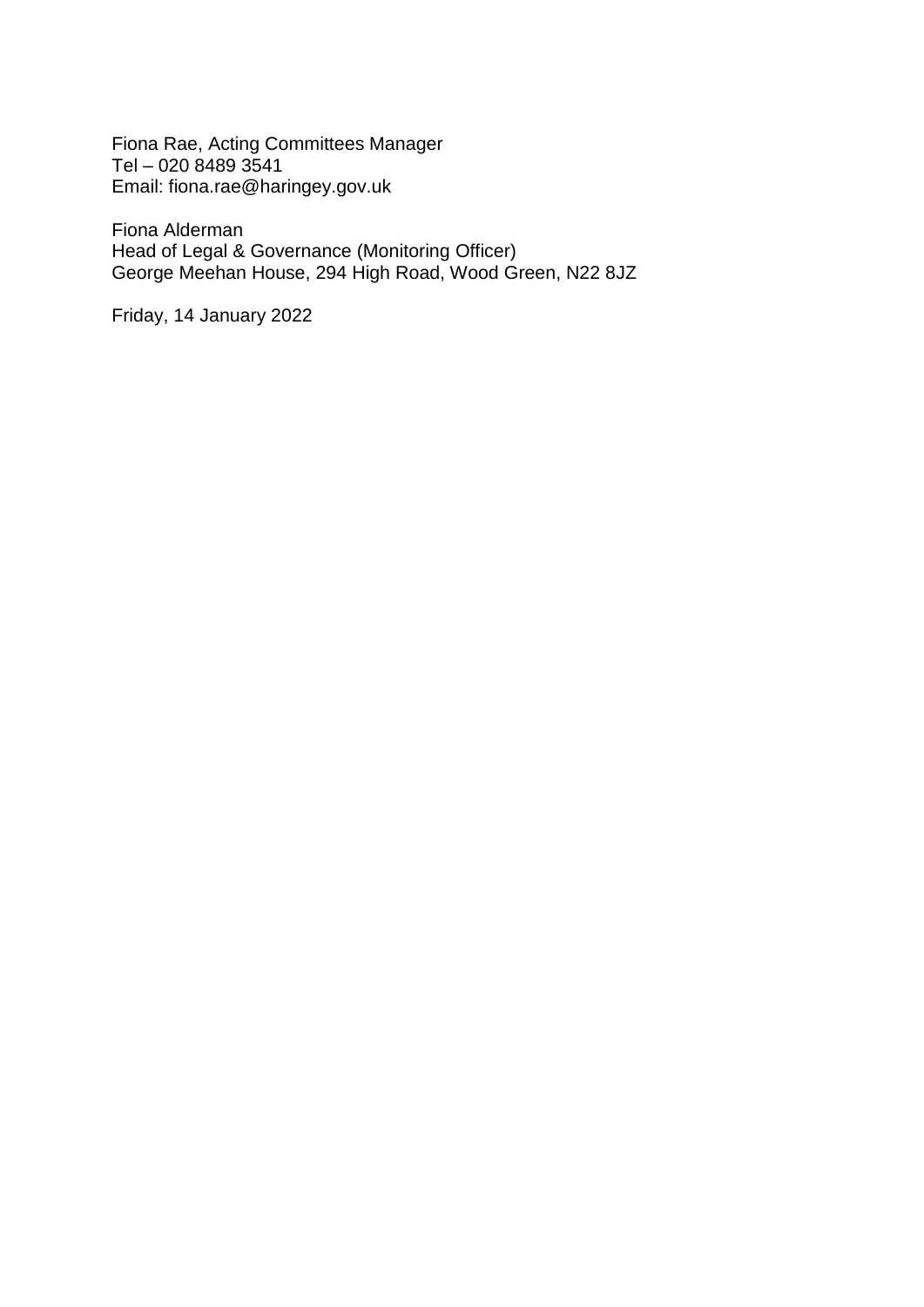Fiona Rae, Acting Committees Manager
Tel – 020 8489 3541
Email: fiona.rae@haringey.gov.uk

Fiona Alderman
Head of Legal & Governance (Monitoring Officer)
George Meehan House, 294 High Road, Wood Green, N22 8JZ

Friday, 14 January 2022